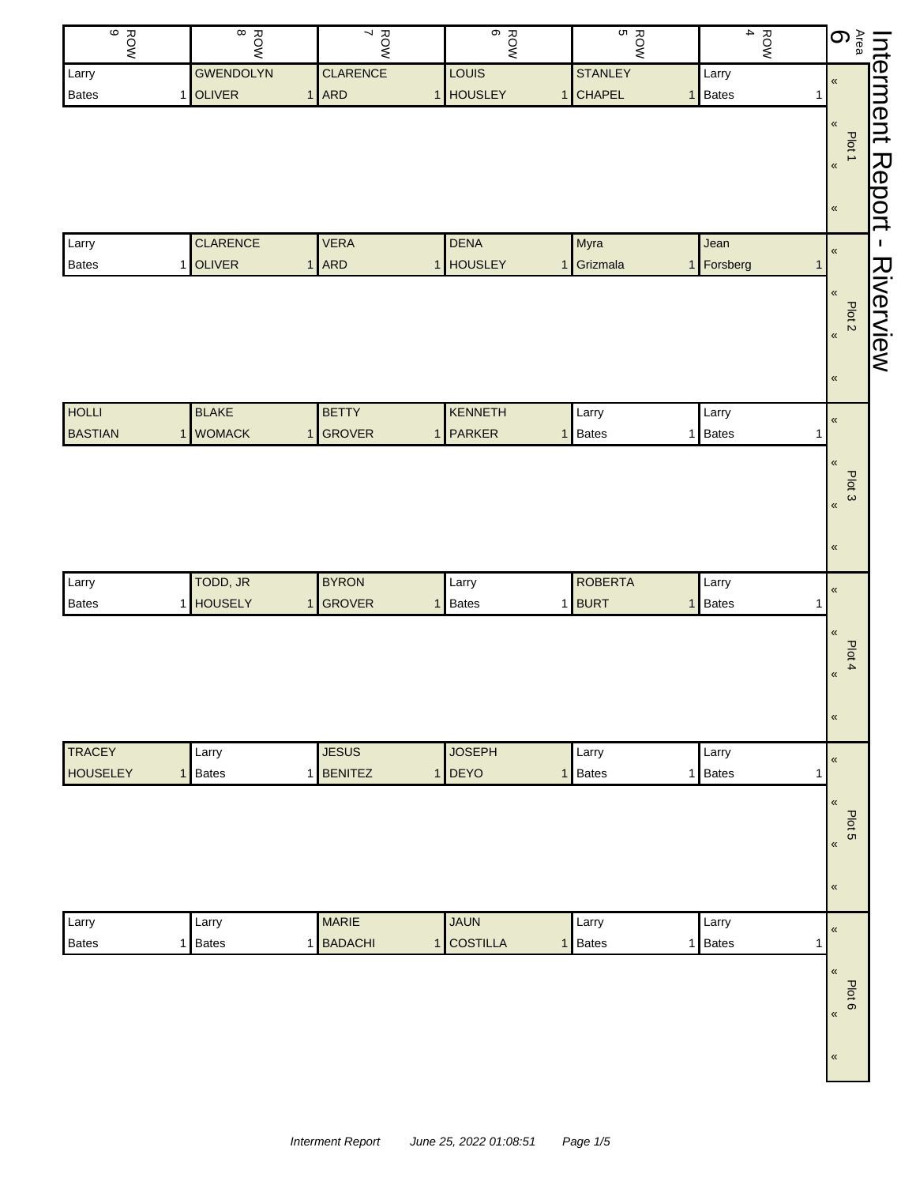# Interment Report - Riverview

Area 6

| Plot | ROW 4 | ROW 5 | ROW 6 | ROW 7 | ROW 8 | ROW 9 |
|---|---|---|---|---|---|---|
| Plot 1 | Larry Bates 1 | STANLEY CHAPEL 1 | LOUIS HOUSLEY 1 | CLARENCE ARD 1 | GWENDOLYN OLIVER 1 | Larry Bates 1 |
| Plot 2 | Jean Forsberg 1 | Myra Grizmala 1 | DENA HOUSLEY 1 | VERA ARD 1 | CLARENCE OLIVER 1 | Larry Bates 1 |
| Plot 3 | Larry Bates 1 | Larry Bates 1 | KENNETH PARKER 1 | BETTY GROVER 1 | BLAKE WOMACK 1 | HOLLI BASTIAN 1 |
| Plot 4 | Larry Bates 1 | ROBERTA BURT 1 | Larry Bates 1 | BYRON GROVER 1 | TODD, JR HOUSELY 1 | Larry Bates 1 |
| Plot 5 | Larry Bates 1 | Larry Bates 1 | JOSEPH DEYO 1 | JESUS BENITEZ 1 | Larry Bates 1 | TRACEY HOUSELEY 1 |
| Plot 6 | Larry Bates 1 | Larry Bates 1 | JAUN COSTILLA 1 | MARIE BADACHI 1 | Larry Bates 1 | Larry Bates 1 |

*Interment Report June 25, 2022 01:08:51*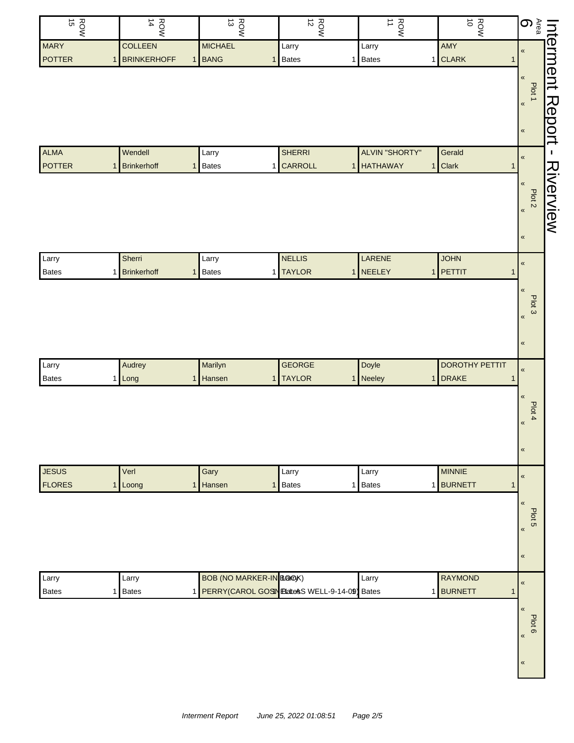# Interment Report - Riverview

| Area 6 | ROW 10 | ROW 11 | ROW 12 | ROW 13 | ROW 14 | ROW 15 |
|---|---|---|---|---|---|---|
| Plot 1 | AMY CLARK 1 | Larry Bates 1 | Larry Bates 1 | MICHAEL BANG 1 | COLLEEN BRINKERHOFF 1 | MARY POTTER 1 |
| Plot 2 | Gerald Clark 1 | ALVIN "SHORTY" HATHAWAY 1 | SHERRI CARROLL 1 | Larry Bates 1 | Wendell Brinkerhoff 1 | ALMA POTTER 1 |
| Plot 3 | JOHN PETTIT 1 | LARENE NEELEY 1 | NELLIS TAYLOR 1 | Larry Bates 1 | Sherri Brinkerhoff 1 | Larry Bates 1 |
| Plot 4 | DOROTHY PETTIT DRAKE 1 | Doyle Neeley 1 | GEORGE TAYLOR 1 | Marilyn Hansen 1 | Audrey Long 1 | Larry Bates 1 |
| Plot 5 | MINNIE BURNETT 1 | Larry Bates 1 | Larry Bates 1 | Gary Hansen 1 | Verl Loong 1 | JESUS FLORES 1 |
| Plot 6 | RAYMOND BURNETT 1 | Larry Bates 1 | Larry Bates 1 | BOB (NO MARKER-IN BOOK) PERRY(CAROL GOSNELL AS WELL-9-14-09) 1 | Larry Bates 1 | Larry Bates 1 |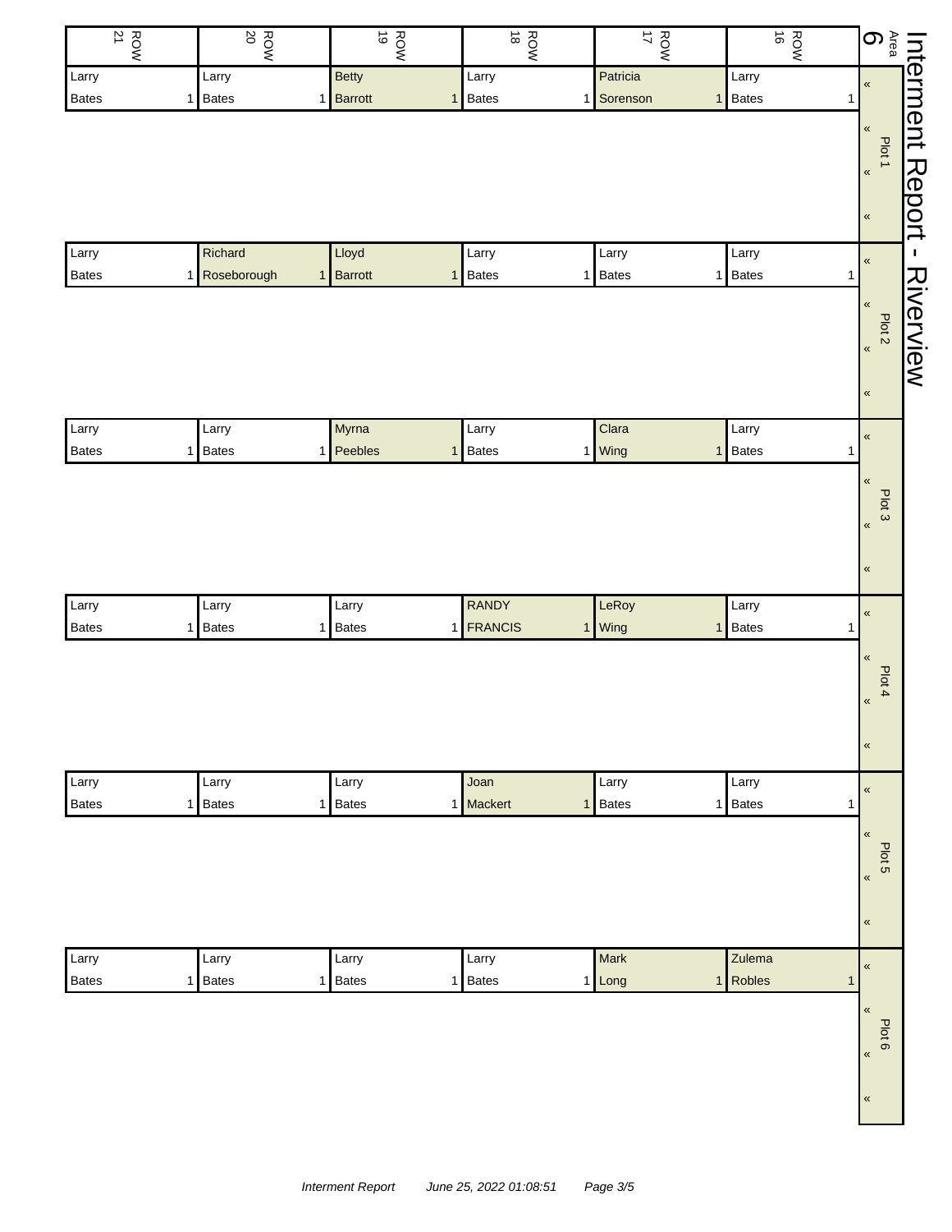# Interment Report - Riverview

## Area 6

| Plot | ROW 21 | ROW 20 | ROW 19 | ROW 18 | ROW 17 | ROW 16 |
|---|---|---|---|---|---|---|
| Plot 1 | Larry Bates 1 | Larry Bates 1 | Betty Barrott 1 | Larry Bates 1 | Patricia Sorenson 1 | Larry Bates 1 |
| Plot 2 | Larry Bates 1 | Richard Roseborough 1 | Lloyd Barrott 1 | Larry Bates 1 | Larry Bates 1 | Larry Bates 1 |
| Plot 3 | Larry Bates 1 | Larry Bates 1 | Myrna Peebles 1 | Larry Bates 1 | Clara Wing 1 | Larry Bates 1 |
| Plot 4 | Larry Bates 1 | Larry Bates 1 | Larry Bates 1 | RANDY FRANCIS 1 | LeRoy Wing 1 | Larry Bates 1 |
| Plot 5 | Larry Bates 1 | Larry Bates 1 | Larry Bates 1 | Joan Mackert 1 | Larry Bates 1 | Larry Bates 1 |
| Plot 6 | Larry Bates 1 | Larry Bates 1 | Larry Bates 1 | Larry Bates 1 | Mark Long 1 | Zulema Robles 1 |

*Interment Report June 25, 2022 01:08:51*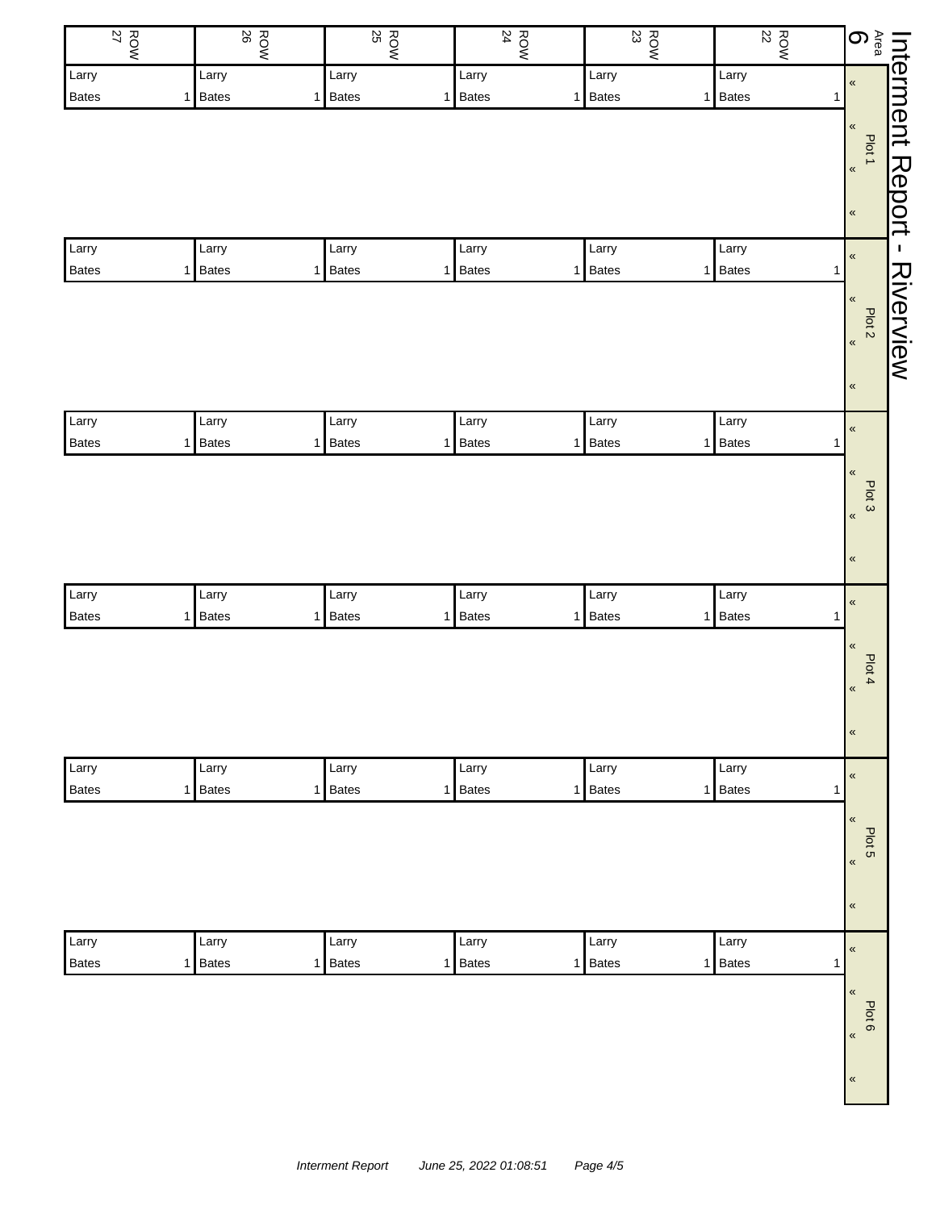# Interment Report - Riverview

Area 6

| Plot | ROW 22 | ROW 23 | ROW 24 | ROW 25 | ROW 26 | ROW 27 |
|---|---|---|---|---|---|---|
| Plot 1 | Larry Bates 1 | Larry Bates 1 | Larry Bates 1 | Larry Bates 1 | Larry Bates 1 | Larry Bates 1 |
| Plot 2 | Larry Bates 1 | Larry Bates 1 | Larry Bates 1 | Larry Bates 1 | Larry Bates 1 | Larry Bates 1 |
| Plot 3 | Larry Bates 1 | Larry Bates 1 | Larry Bates 1 | Larry Bates 1 | Larry Bates 1 | Larry Bates 1 |
| Plot 4 | Larry Bates 1 | Larry Bates 1 | Larry Bates 1 | Larry Bates 1 | Larry Bates 1 | Larry Bates 1 |
| Plot 5 | Larry Bates 1 | Larry Bates 1 | Larry Bates 1 | Larry Bates 1 | Larry Bates 1 | Larry Bates 1 |
| Plot 6 | Larry Bates 1 | Larry Bates 1 | Larry Bates 1 | Larry Bates 1 | Larry Bates 1 | Larry Bates 1 |

*Interment Report June 25, 2022 01:08:51*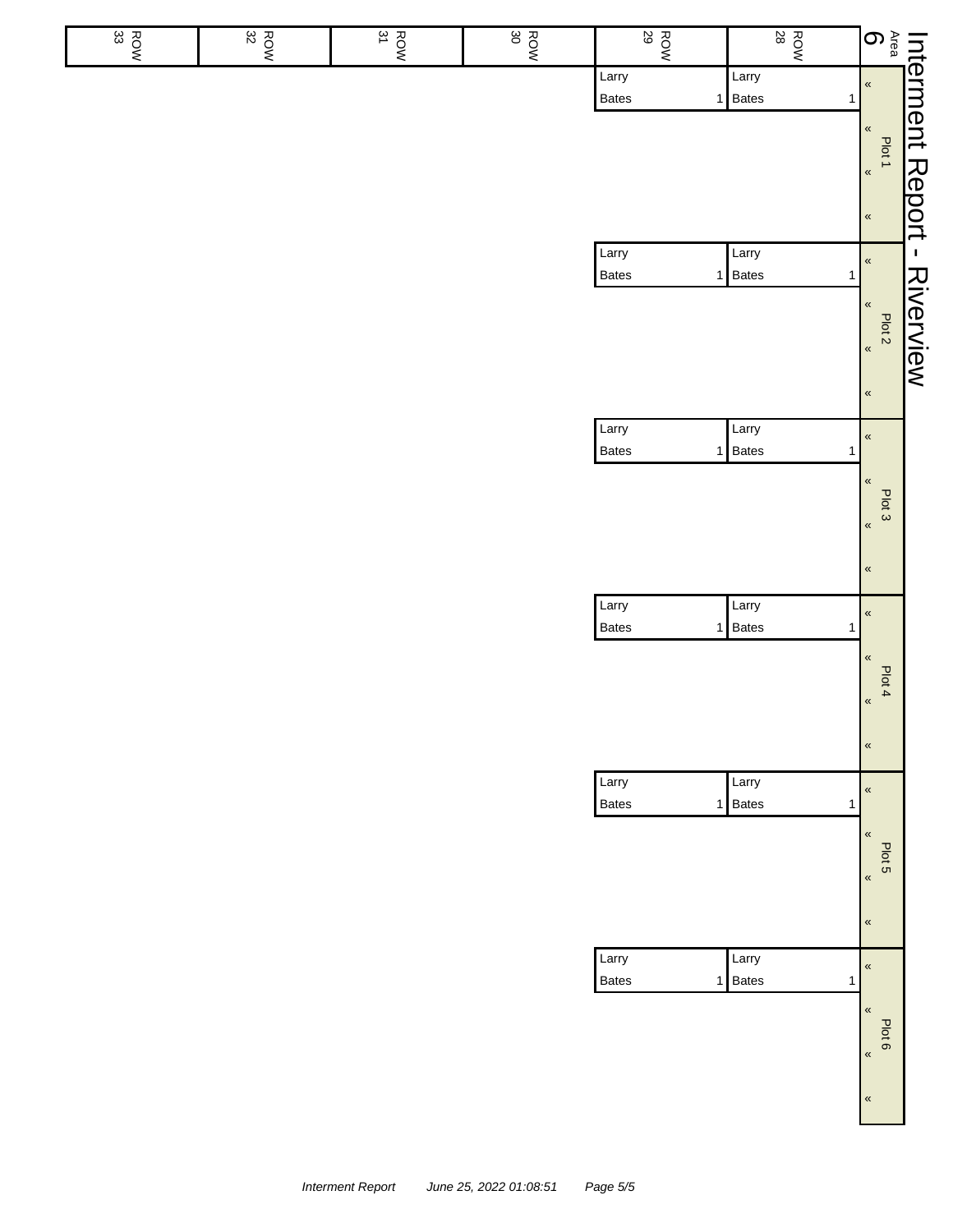# Interment Report - Riverview

Area 6

| | ROW 28 | ROW 29 | ROW 30 | ROW 31 | ROW 32 | ROW 33 |
|---|---|---|---|---|---|---|
| Plot 1 | Larry Bates 1 | Larry Bates 1 | | | | |
| Plot 2 | Larry Bates 1 | Larry Bates 1 | | | | |
| Plot 3 | Larry Bates 1 | Larry Bates 1 | | | | |
| Plot 4 | Larry Bates 1 | Larry Bates 1 | | | | |
| Plot 5 | Larry Bates 1 | Larry Bates 1 | | | | |
| Plot 6 | Larry Bates 1 | Larry Bates 1 | | | | |

*Interment Report June 25, 2022 01:08:51*